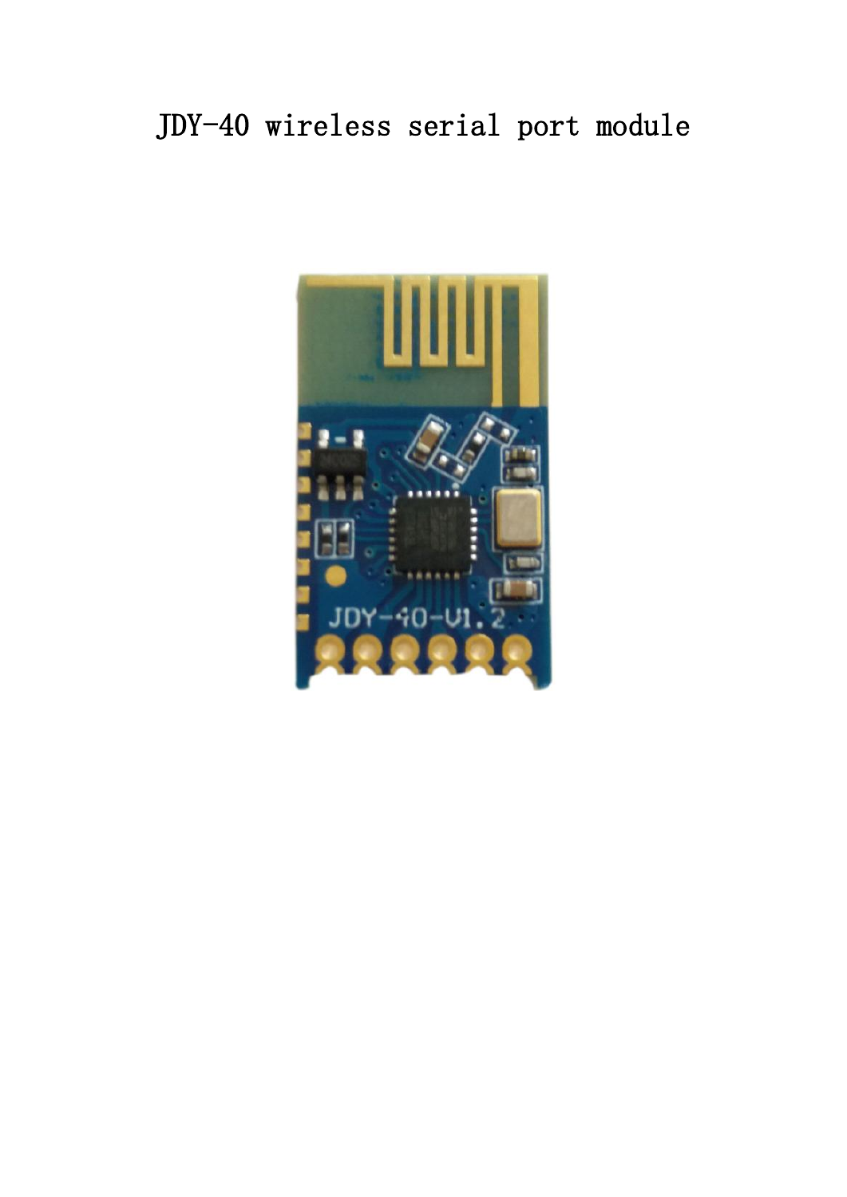# JDY-40 wireless serial port module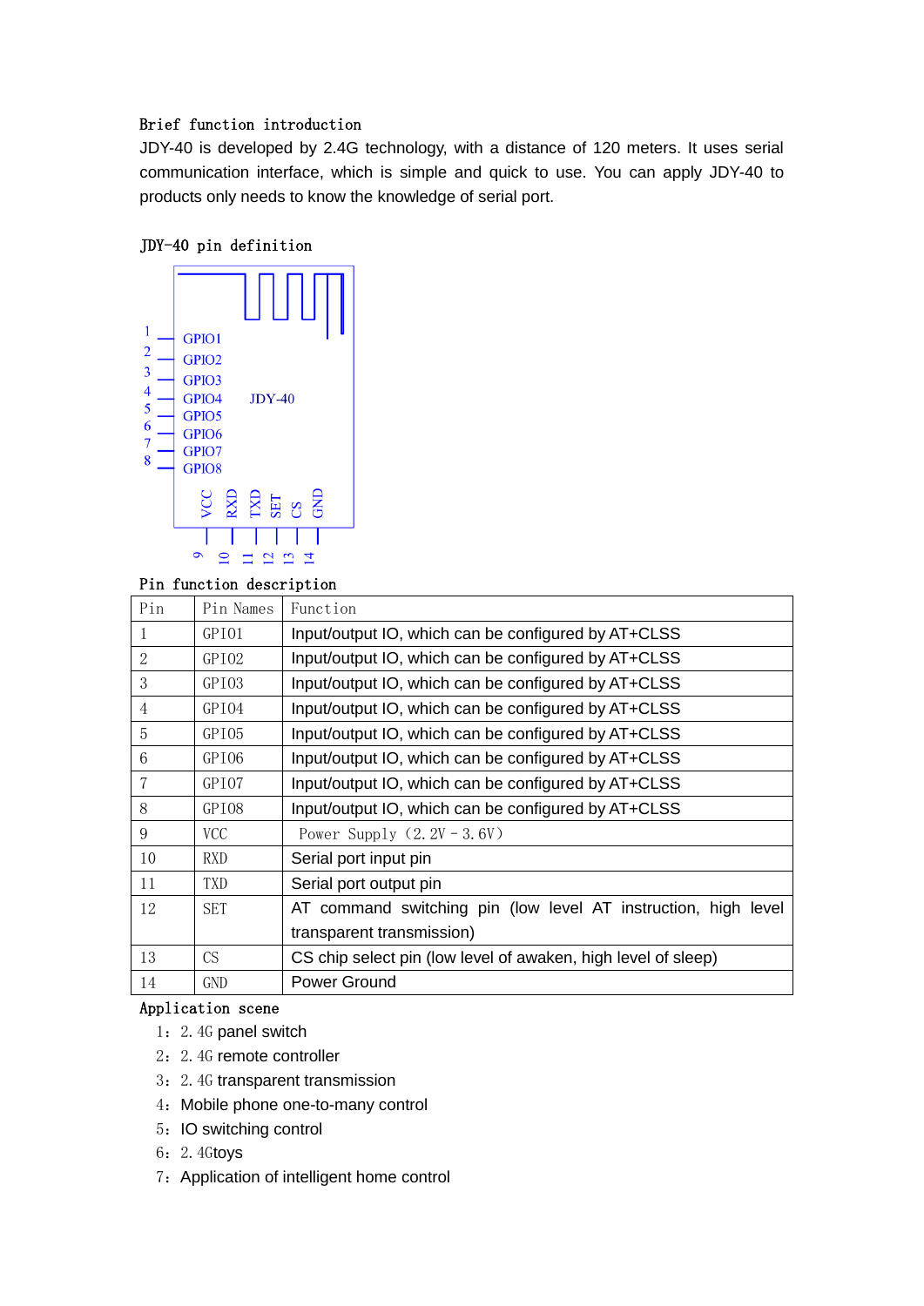Brief function introduction

JDY-40 is developed by 2.4G technology, with a distance of 120 meters. It uses serial communication interface, which is simple and quick to use. You can apply JDY-40 to products only needs to know the knowledge of serial port.

JDY-40 pin definition

Pin function description

| Pin | Pin Names | Function |
|---|---|---|
| 1 | GPIO1 | Input/output IO, which can be configured by AT+CLSS |
| 2 | GPIO2 | Input/output IO, which can be configured by AT+CLSS |
| 3 | GPIO3 | Input/output IO, which can be configured by AT+CLSS |
| 4 | GPIO4 | Input/output IO, which can be configured by AT+CLSS |
| 5 | GPIO5 | Input/output IO, which can be configured by AT+CLSS |
| 6 | GPIO6 | Input/output IO, which can be configured by AT+CLSS |
| 7 | GPIO7 | Input/output IO, which can be configured by AT+CLSS |
| 8 | GPIO8 | Input/output IO, which can be configured by AT+CLSS |
| 9 | VCC | Power Supply（2.2V－3.6V） |
| 10 | RXD | Serial port input pin |
| 11 | TXD | Serial port output pin |
| 12 | SET | AT command switching pin (low level AT instruction, high level transparent transmission) |
| 13 | CS | CS chip select pin (low level of awaken, high level of sleep) |
| 14 | GND | Power Ground |

Application scene

1：2.4G panel switch
2：2.4G remote controller
3：2.4G transparent transmission
4：Mobile phone one-to-many control
5：IO switching control
6：2.4Gtoys
7：Application of intelligent home control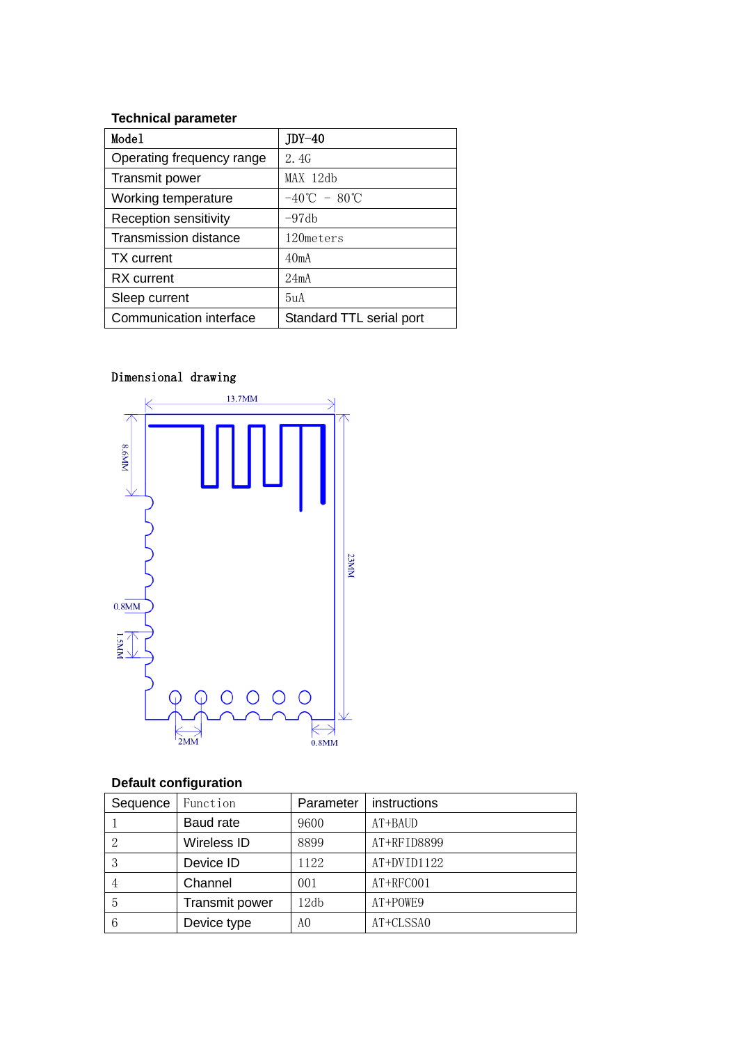### Technical parameter

| Model | JDY-40 |
| --- | --- |
| Operating frequency range | 2.4G |
| Transmit power | MAX 12db |
| Working temperature | -40℃ - 80℃ |
| Reception sensitivity | -97db |
| Transmission distance | 120meters |
| TX current | 40mA |
| RX current | 24mA |
| Sleep current | 5uA |
| Communication interface | Standard TTL serial port |

### Dimensional drawing

13.7MM

8.6MM

23MM

0.8MM

1.5MM

2MM

0.8MM

### Default configuration

| Sequence | Function | Parameter | instructions |
| --- | --- | --- | --- |
| 1 | Baud rate | 9600 | AT+BAUD |
| 2 | Wireless ID | 8899 | AT+RFID8899 |
| 3 | Device ID | 1122 | AT+DVID1122 |
| 4 | Channel | 001 | AT+RFC001 |
| 5 | Transmit power | 12db | AT+POWE9 |
| 6 | Device type | A0 | AT+CLSSA0 |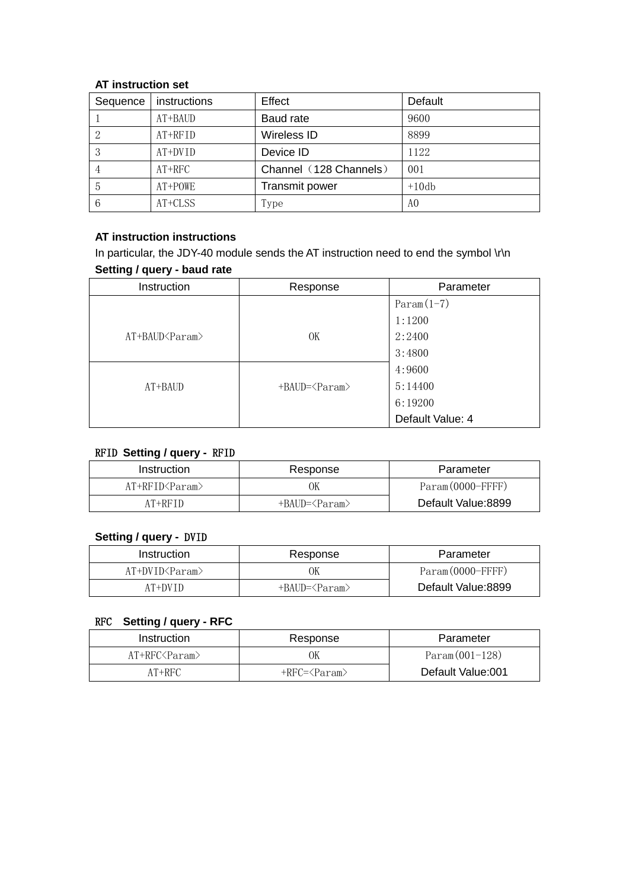**AT instruction set**

| Sequence | instructions | Effect | Default |
|---|---|---|---|
| 1 | AT+BAUD | Baud rate | 9600 |
| 2 | AT+RFID | Wireless ID | 8899 |
| 3 | AT+DVID | Device ID | 1122 |
| 4 | AT+RFC | Channel（128 Channels） | 001 |
| 5 | AT+POWE | Transmit power | +10db |
| 6 | AT+CLSS | Type | A0 |

**AT instruction instructions**

In particular, the JDY-40 module sends the AT instruction need to end the symbol \r\n

**Setting / query - baud rate**

| Instruction | Response | Parameter |
|---|---|---|
| AT+BAUD<Param> | OK | Param(1-7)<br>1:1200<br>2:2400<br>3:4800<br>4:9600<br>5:14400<br>6:19200<br>Default Value: 4 |
| AT+BAUD | +BAUD=<Param> | |

**RFID Setting / query - RFID**

| Instruction | Response | Parameter |
|---|---|---|
| AT+RFID<Param> | OK | Param(0000-FFFF)<br>Default Value:8899 |
| AT+RFID | +BAUD=<Param> | |

**Setting / query - DVID**

| Instruction | Response | Parameter |
|---|---|---|
| AT+DVID<Param> | OK | Param(0000-FFFF)<br>Default Value:8899 |
| AT+DVID | +BAUD=<Param> | |

**RFC Setting / query - RFC**

| Instruction | Response | Parameter |
|---|---|---|
| AT+RFC<Param> | OK | Param(001-128)<br>Default Value:001 |
| AT+RFC | +RFC=<Param> | |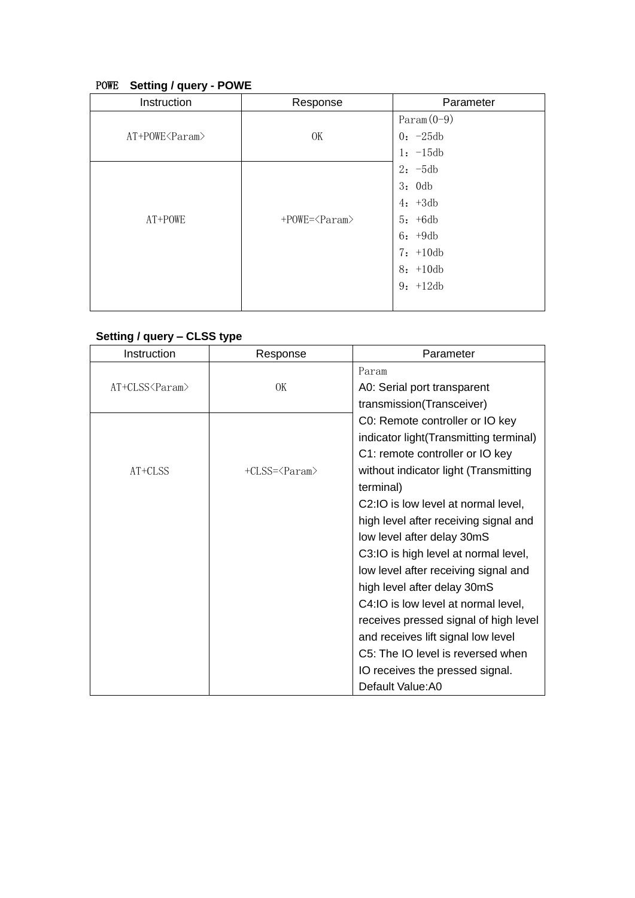### POWE　Setting / query - POWE

| Instruction | Response | Parameter |
| --- | --- | --- |
| AT+POWE<Param> | OK | Param(0-9)<br>0：-25db<br>1：-15db<br>2：-5db<br>3：0db<br>4：+3db<br>5：+6db<br>6：+9db<br>7：+10db<br>8：+10db<br>9：+12db |
| AT+POWE | +POWE=<Param> | |

### Setting / query – CLSS type

| Instruction | Response | Parameter |
| --- | --- | --- |
| AT+CLSS<Param> | OK | Param<br>A0: Serial port transparent transmission(Transceiver)<br>C0: Remote controller or IO key indicator light(Transmitting terminal)<br>C1: remote controller or IO key without indicator light (Transmitting terminal)<br>C2:IO is low level at normal level, high level after receiving signal and low level after delay 30mS<br>C3:IO is high level at normal level, low level after receiving signal and high level after delay 30mS<br>C4:IO is low level at normal level, receives pressed signal of high level and receives lift signal low level<br>C5: The IO level is reversed when IO receives the pressed signal.<br>Default Value:A0 |
| AT+CLSS | +CLSS=<Param> | |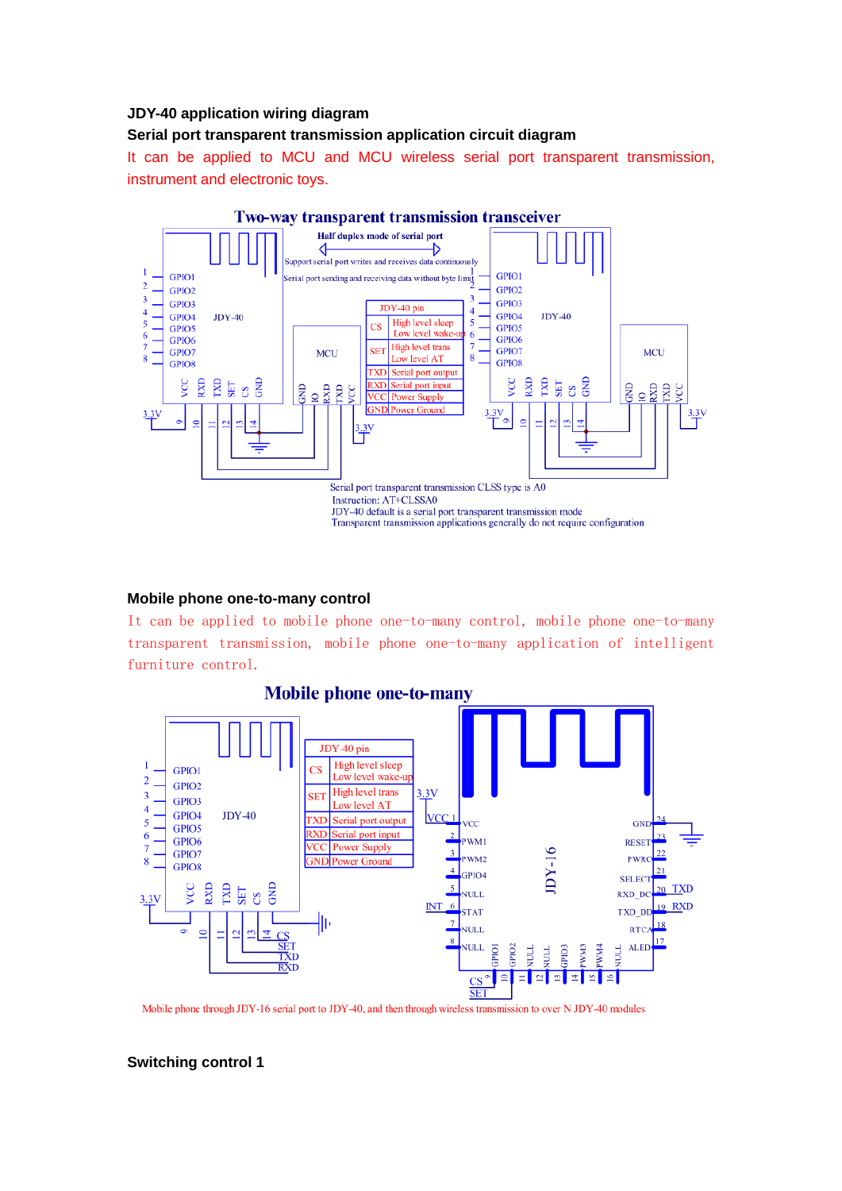**JDY-40 application wiring diagram**

**Serial port transparent transmission application circuit diagram**

It can be applied to MCU and MCU wireless serial port transparent transmission, instrument and electronic toys.

**Two-way transparent transmission transceiver**

Half duplex mode of serial port

Support serial port writes and receives data continuously

Serial port sending and receiving data without byte limit

| JDY-40 pin | |
|---|---|
| CS | High level sleep<br>Low level wake-up |
| SET | High level trans<br>Low level AT |
| TXD | Serial port output |
| RXD | Serial port input |
| VCC | Power Supply |
| GND | Power Ground |

Serial port transparent transmission CLSS type is A0

Instruction: AT+CLSSA0

JDY-40 default is a serial port transparent transmission mode

Transparent transmission applications generally do not require configuration

**Mobile phone one-to-many control**

It can be applied to mobile phone one-to-many control, mobile phone one-to-many transparent transmission, mobile phone one-to-many application of intelligent furniture control.

**Mobile phone one-to-many**

| JDY-40 pin | |
|---|---|
| CS | High level sleep<br>Low level wake-up |
| SET | High level trans<br>Low level AT |
| TXD | Serial port output |
| RXD | Serial port input |
| VCC | Power Supply |
| GND | Power Ground |

Mobile phone through JDY-16 serial port to JDY-40, and then through wireless transmission to over N JDY-40 modules

**Switching control 1**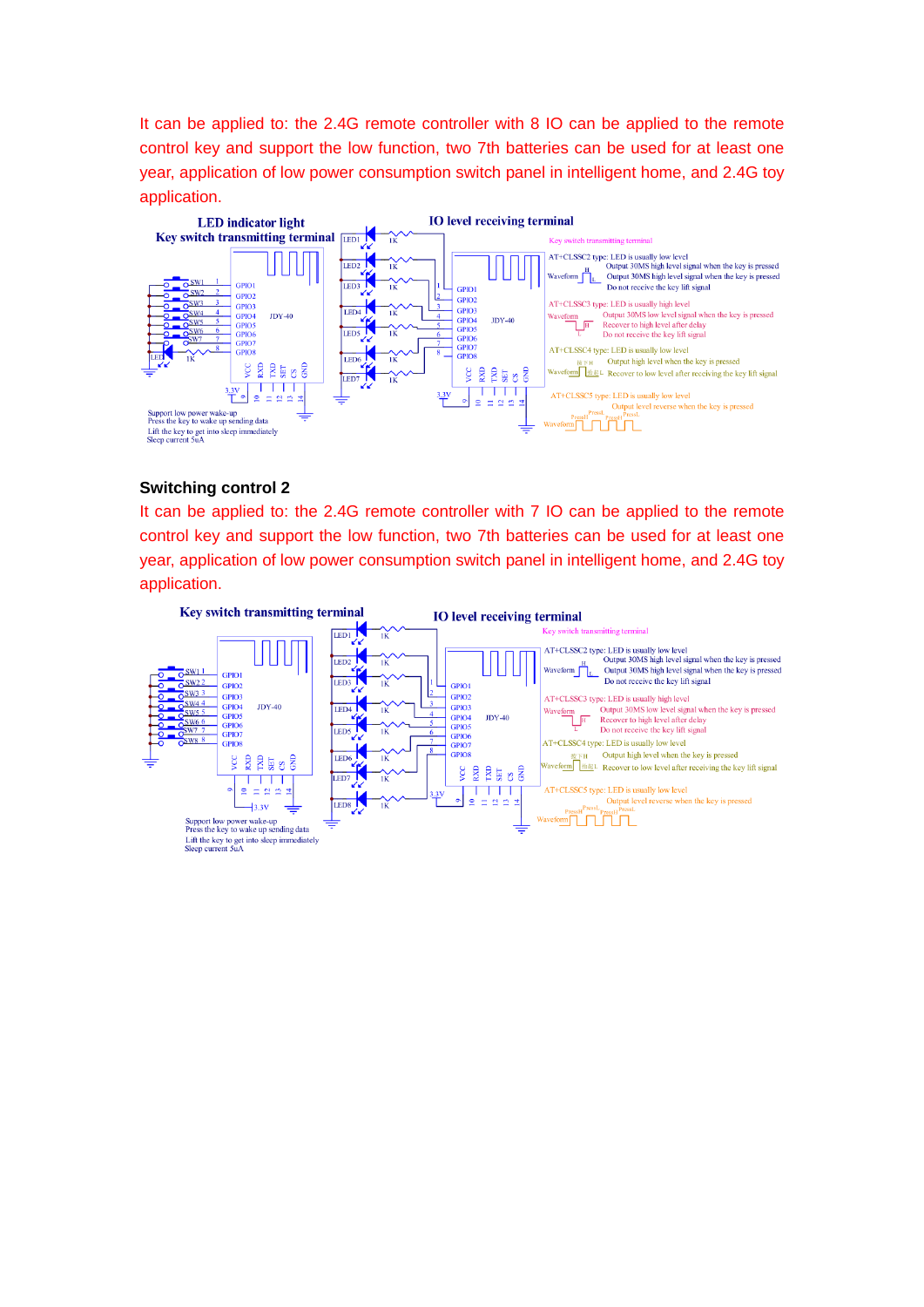It can be applied to: the 2.4G remote controller with 8 IO can be applied to the remote control key and support the low function, two 7th batteries can be used for at least one year, application of low power consumption switch panel in intelligent home, and 2.4G toy application.

LED indicator light

Key switch transmitting terminal

IO level receiving terminal

Key switch transmitting terminal

AT+CLSSC2 type: LED is usually low level
Output 30MS high level signal when the key is pressed
Output 30MS high level signal when the key is pressed
Do not receive the key lift signal

AT+CLSSC3 type: LED is usually high level
Output 30MS low level signal when the key is pressed
Recover to high level after delay
Do not receive the key lift signal

AT+CLSSC4 type: LED is usually low level
Output high level when the key is pressed
Recover to low level after receiving the key lift signal

AT+CLSSC5 type: LED is usually low level
Output level reverse when the key is pressed

Support low power wake-up
Press the key to wake up sending data
Lift the key to get into sleep immediately
Sleep current 5uA

## Switching control 2

It can be applied to: the 2.4G remote controller with 7 IO can be applied to the remote control key and support the low function, two 7th batteries can be used for at least one year, application of low power consumption switch panel in intelligent home, and 2.4G toy application.

Key switch transmitting terminal

IO level receiving terminal

Key switch transmitting terminal

AT+CLSSC2 type: LED is usually low level
Output 30MS high level signal when the key is pressed
Output 30MS high level signal when the key is pressed
Do not receive the key lift signal

AT+CLSSC3 type: LED is usually high level
Output 30MS low level signal when the key is pressed
Recover to high level after delay
Do not receive the key lift signal

AT+CLSSC4 type: LED is usually low level
Output high level when the key is pressed
Recover to low level after receiving the key lift signal

AT+CLSSC5 type: LED is usually low level
Output level reverse when the key is pressed

Support low power wake-up
Press the key to wake up sending data
Lift the key to get into sleep immediately
Sleep current 5uA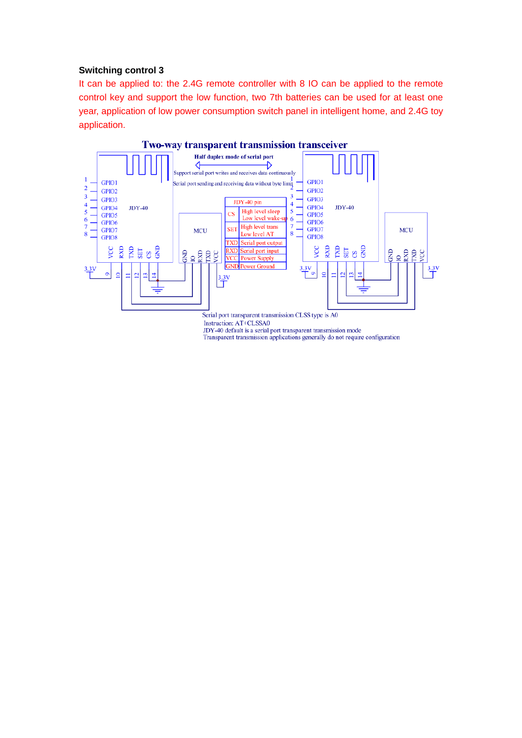**Switching control 3**

It can be applied to: the 2.4G remote controller with 8 IO can be applied to the remote control key and support the low function, two 7th batteries can be used for at least one year, application of low power consumption switch panel in intelligent home, and 2.4G toy application.

Two-way transparent transmission transceiver

Half duplex mode of serial port

Support serial port writes and receives data continuously

Serial port sending and receiving data without byte limit

| JDY-40 pin | |
|---|---|
| CS | High level sleep<br>Low level wake-up |
| SET | High level trans<br>Low level AT |
| TXD | Serial port output |
| RXD | Serial port input |
| VCC | Power Supply |
| GND | Power Ground |

JDY-40

GPIO1
GPIO2
GPIO3
GPIO4
GPIO5
GPIO6
GPIO7
GPIO8

VCC RXD TXD SET CS GND

MCU

GND IO RXD TXD VCC

3.3V

Serial port transparent transmission CLSS type is A0

Instruction: AT+CLSSA0

JDY-40 default is a serial port transparent transmission mode

Transparent transmission applications generally do not require configuration